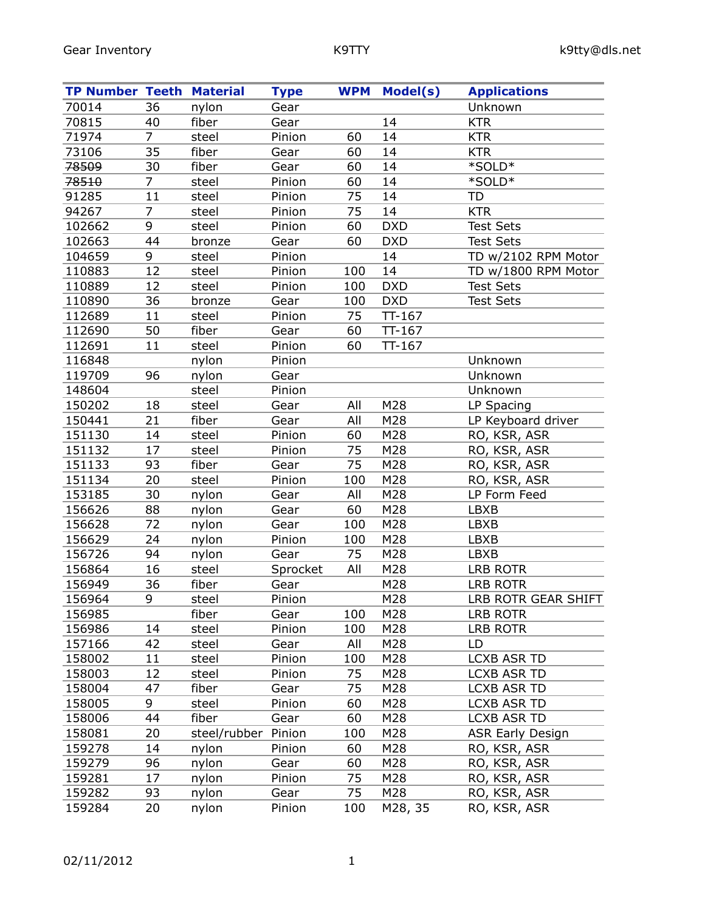| TP Number | Teeth | Material | Type | WPM | Model(s) | Applications |
|---|---|---|---|---|---|---|
| 70014 | 36 | nylon | Gear | | | Unknown |
| 70815 | 40 | fiber | Gear | | 14 | KTR |
| 71974 | 7 | steel | Pinion | 60 | 14 | KTR |
| 73106 | 35 | fiber | Gear | 60 | 14 | KTR |
| ~~78509~~ | 30 | fiber | Gear | 60 | 14 | *SOLD* |
| ~~78510~~ | 7 | steel | Pinion | 60 | 14 | *SOLD* |
| 91285 | 11 | steel | Pinion | 75 | 14 | TD |
| 94267 | 7 | steel | Pinion | 75 | 14 | KTR |
| 102662 | 9 | steel | Pinion | 60 | DXD | Test Sets |
| 102663 | 44 | bronze | Gear | 60 | DXD | Test Sets |
| 104659 | 9 | steel | Pinion | | 14 | TD w/2102 RPM Motor |
| 110883 | 12 | steel | Pinion | 100 | 14 | TD w/1800 RPM Motor |
| 110889 | 12 | steel | Pinion | 100 | DXD | Test Sets |
| 110890 | 36 | bronze | Gear | 100 | DXD | Test Sets |
| 112689 | 11 | steel | Pinion | 75 | TT-167 | |
| 112690 | 50 | fiber | Gear | 60 | TT-167 | |
| 112691 | 11 | steel | Pinion | 60 | TT-167 | |
| 116848 | | nylon | Pinion | | | Unknown |
| 119709 | 96 | nylon | Gear | | | Unknown |
| 148604 | | steel | Pinion | | | Unknown |
| 150202 | 18 | steel | Gear | All | M28 | LP Spacing |
| 150441 | 21 | fiber | Gear | All | M28 | LP Keyboard driver |
| 151130 | 14 | steel | Pinion | 60 | M28 | RO, KSR, ASR |
| 151132 | 17 | steel | Pinion | 75 | M28 | RO, KSR, ASR |
| 151133 | 93 | fiber | Gear | 75 | M28 | RO, KSR, ASR |
| 151134 | 20 | steel | Pinion | 100 | M28 | RO, KSR, ASR |
| 153185 | 30 | nylon | Gear | All | M28 | LP Form Feed |
| 156626 | 88 | nylon | Gear | 60 | M28 | LBXB |
| 156628 | 72 | nylon | Gear | 100 | M28 | LBXB |
| 156629 | 24 | nylon | Pinion | 100 | M28 | LBXB |
| 156726 | 94 | nylon | Gear | 75 | M28 | LBXB |
| 156864 | 16 | steel | Sprocket | All | M28 | LRB ROTR |
| 156949 | 36 | fiber | Gear | | M28 | LRB ROTR |
| 156964 | 9 | steel | Pinion | | M28 | LRB ROTR GEAR SHIFT |
| 156985 | | fiber | Gear | 100 | M28 | LRB ROTR |
| 156986 | 14 | steel | Pinion | 100 | M28 | LRB ROTR |
| 157166 | 42 | steel | Gear | All | M28 | LD |
| 158002 | 11 | steel | Pinion | 100 | M28 | LCXB ASR TD |
| 158003 | 12 | steel | Pinion | 75 | M28 | LCXB ASR TD |
| 158004 | 47 | fiber | Gear | 75 | M28 | LCXB ASR TD |
| 158005 | 9 | steel | Pinion | 60 | M28 | LCXB ASR TD |
| 158006 | 44 | fiber | Gear | 60 | M28 | LCXB ASR TD |
| 158081 | 20 | steel/rubber | Pinion | 100 | M28 | ASR Early Design |
| 159278 | 14 | nylon | Pinion | 60 | M28 | RO, KSR, ASR |
| 159279 | 96 | nylon | Gear | 60 | M28 | RO, KSR, ASR |
| 159281 | 17 | nylon | Pinion | 75 | M28 | RO, KSR, ASR |
| 159282 | 93 | nylon | Gear | 75 | M28 | RO, KSR, ASR |
| 159284 | 20 | nylon | Pinion | 100 | M28, 35 | RO, KSR, ASR |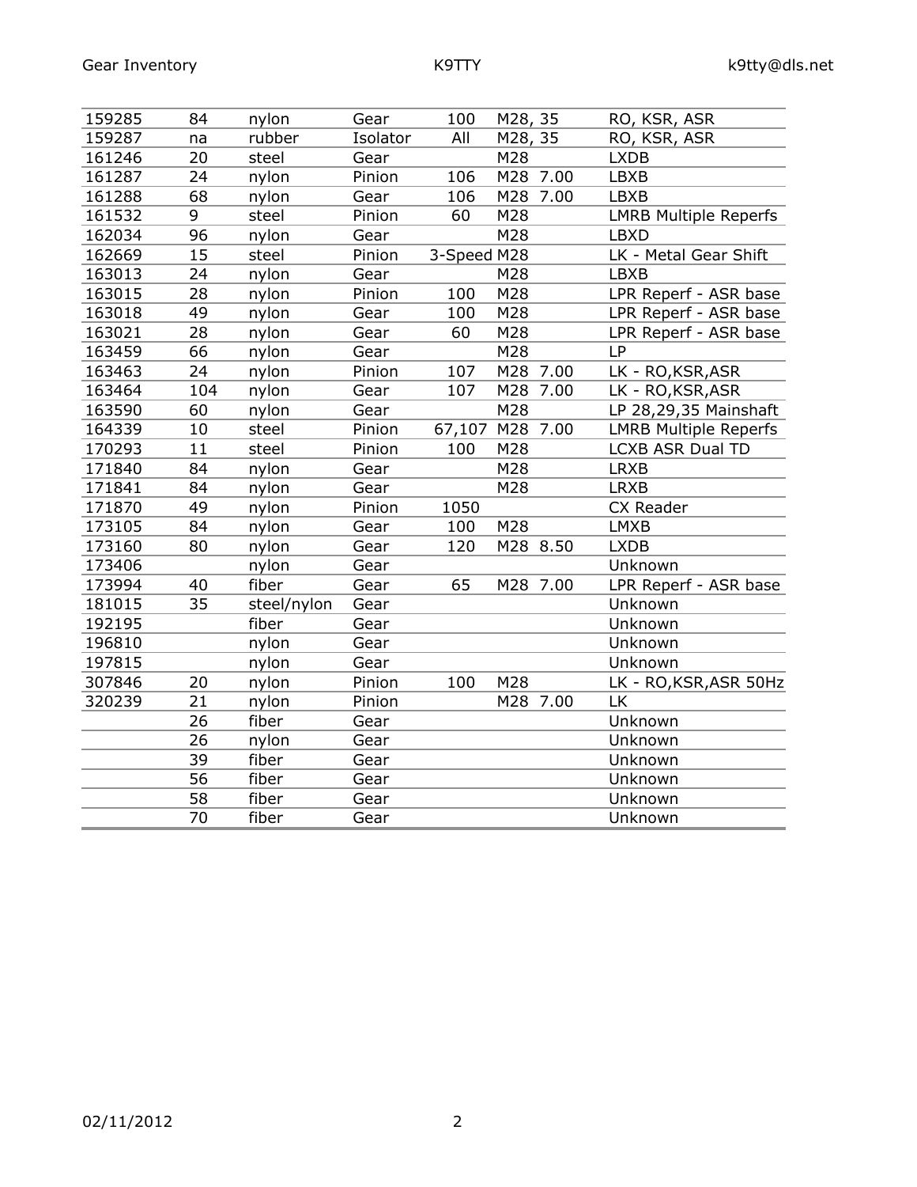| | | | | | | | |
|---|---|---|---|---|---|---|---|
| 159285 | 84 | nylon | Gear | 100 | M28, 35 | | RO, KSR, ASR |
| 159287 | na | rubber | Isolator | All | M28, 35 | | RO, KSR, ASR |
| 161246 | 20 | steel | Gear | | M28 | | LXDB |
| 161287 | 24 | nylon | Pinion | 106 | M28 | 7.00 | LBXB |
| 161288 | 68 | nylon | Gear | 106 | M28 | 7.00 | LBXB |
| 161532 | 9 | steel | Pinion | 60 | M28 | | LMRB Multiple Reperfs |
| 162034 | 96 | nylon | Gear | | M28 | | LBXD |
| 162669 | 15 | steel | Pinion | 3-Speed | M28 | | LK - Metal Gear Shift |
| 163013 | 24 | nylon | Gear | | M28 | | LBXB |
| 163015 | 28 | nylon | Pinion | 100 | M28 | | LPR Reperf - ASR base |
| 163018 | 49 | nylon | Gear | 100 | M28 | | LPR Reperf - ASR base |
| 163021 | 28 | nylon | Gear | 60 | M28 | | LPR Reperf - ASR base |
| 163459 | 66 | nylon | Gear | | M28 | | LP |
| 163463 | 24 | nylon | Pinion | 107 | M28 | 7.00 | LK - RO,KSR,ASR |
| 163464 | 104 | nylon | Gear | 107 | M28 | 7.00 | LK - RO,KSR,ASR |
| 163590 | 60 | nylon | Gear | | M28 | | LP 28,29,35 Mainshaft |
| 164339 | 10 | steel | Pinion | 67,107 | M28 | 7.00 | LMRB Multiple Reperfs |
| 170293 | 11 | steel | Pinion | 100 | M28 | | LCXB ASR Dual TD |
| 171840 | 84 | nylon | Gear | | M28 | | LRXB |
| 171841 | 84 | nylon | Gear | | M28 | | LRXB |
| 171870 | 49 | nylon | Pinion | 1050 | | | CX Reader |
| 173105 | 84 | nylon | Gear | 100 | M28 | | LMXB |
| 173160 | 80 | nylon | Gear | 120 | M28 | 8.50 | LXDB |
| 173406 | | nylon | Gear | | | | Unknown |
| 173994 | 40 | fiber | Gear | 65 | M28 | 7.00 | LPR Reperf - ASR base |
| 181015 | 35 | steel/nylon | Gear | | | | Unknown |
| 192195 | | fiber | Gear | | | | Unknown |
| 196810 | | nylon | Gear | | | | Unknown |
| 197815 | | nylon | Gear | | | | Unknown |
| 307846 | 20 | nylon | Pinion | 100 | M28 | | LK - RO,KSR,ASR 50Hz |
| 320239 | 21 | nylon | Pinion | | M28 | 7.00 | LK |
| | 26 | fiber | Gear | | | | Unknown |
| | 26 | nylon | Gear | | | | Unknown |
| | 39 | fiber | Gear | | | | Unknown |
| | 56 | fiber | Gear | | | | Unknown |
| | 58 | fiber | Gear | | | | Unknown |
| | 70 | fiber | Gear | | | | Unknown |